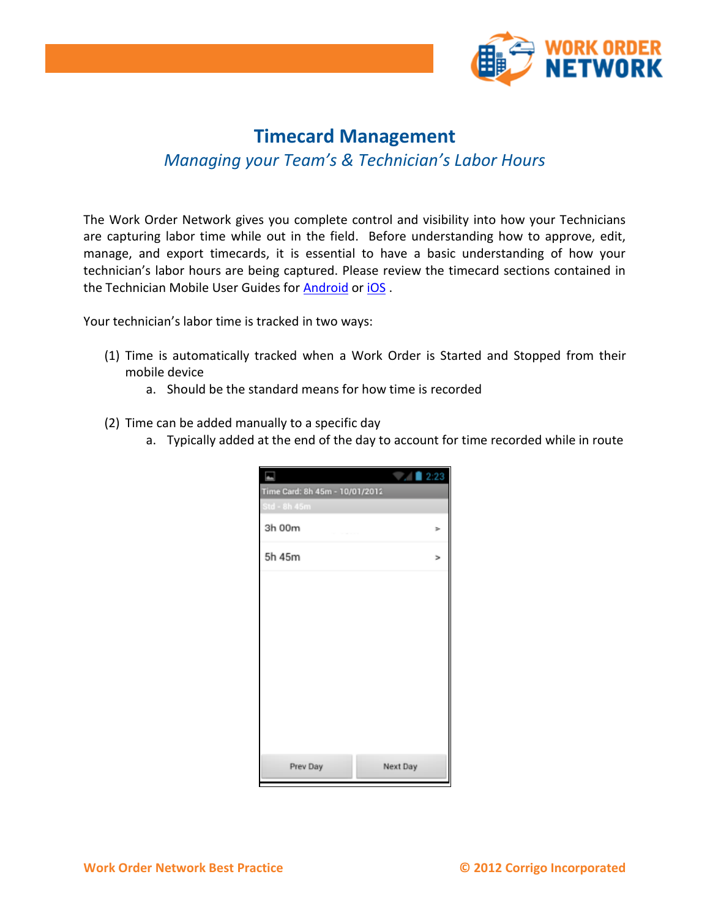# Timecard Management

## *Managing your Team's & Technician's Labor Hours*

The Work Order Network gives you complete control and visibility into how your Technicians are capturing labor time while out in the field. Before understanding how to approve, edit, manage, and export timecards, it is essential to have a basic understanding of how your technician's labor hours are being captured. Please review the timecard sections contained in the Technician Mobile User Guides for Android or iOS .

Your technician's labor time is tracked in two ways:

(1) Time is automatically tracked when a Work Order is Started and Stopped from their mobile device
   a. Should be the standard means for how time is recorded

(2) Time can be added manually to a specific day
   a. Typically added at the end of the day to account for time recorded while in route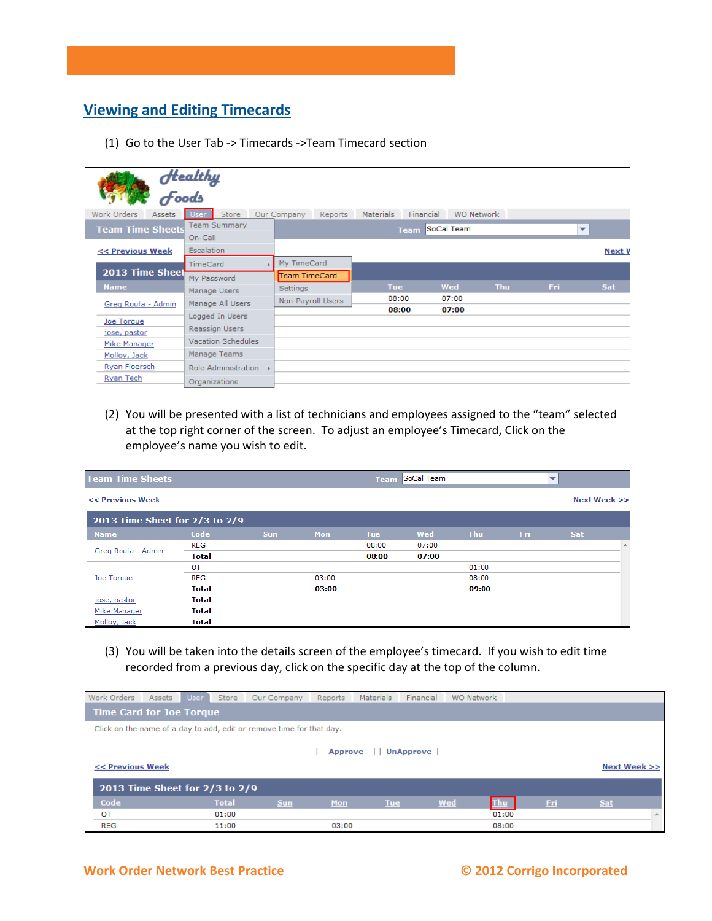## Viewing and Editing Timecards

(1) Go to the User Tab -> Timecards ->Team Timecard section

(2) You will be presented with a list of technicians and employees assigned to the "team" selected at the top right corner of the screen. To adjust an employee's Timecard, Click on the employee's name you wish to edit.

(3) You will be taken into the details screen of the employee's timecard. If you wish to edit time recorded from a previous day, click on the specific day at the top of the column.

Work Order Network Best Practice © 2012 Corrigo Incorporated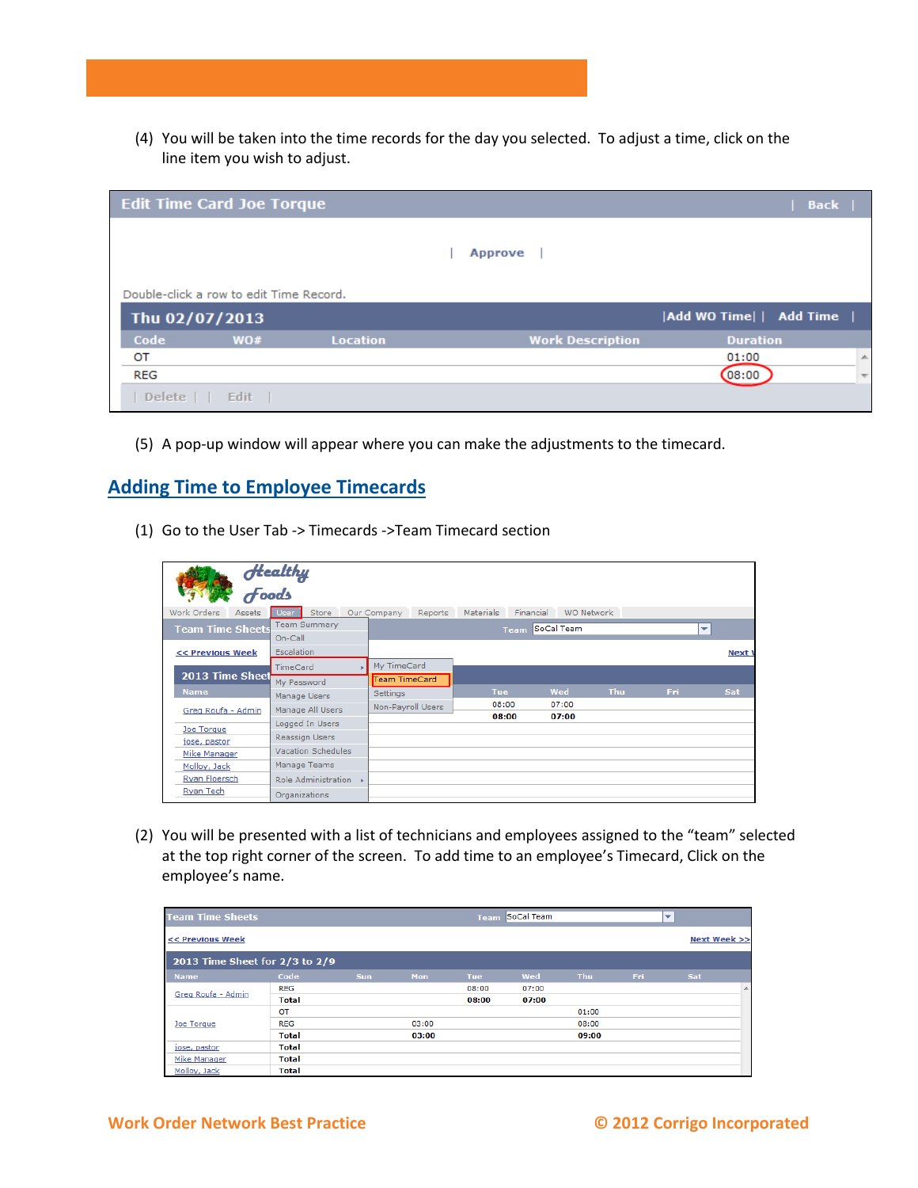(4) You will be taken into the time records for the day you selected. To adjust a time, click on the line item you wish to adjust.

(5) A pop-up window will appear where you can make the adjustments to the timecard.

## Adding Time to Employee Timecards

(1) Go to the User Tab -> Timecards ->Team Timecard section

(2) You will be presented with a list of technicians and employees assigned to the "team" selected at the top right corner of the screen. To add time to an employee's Timecard, Click on the employee's name.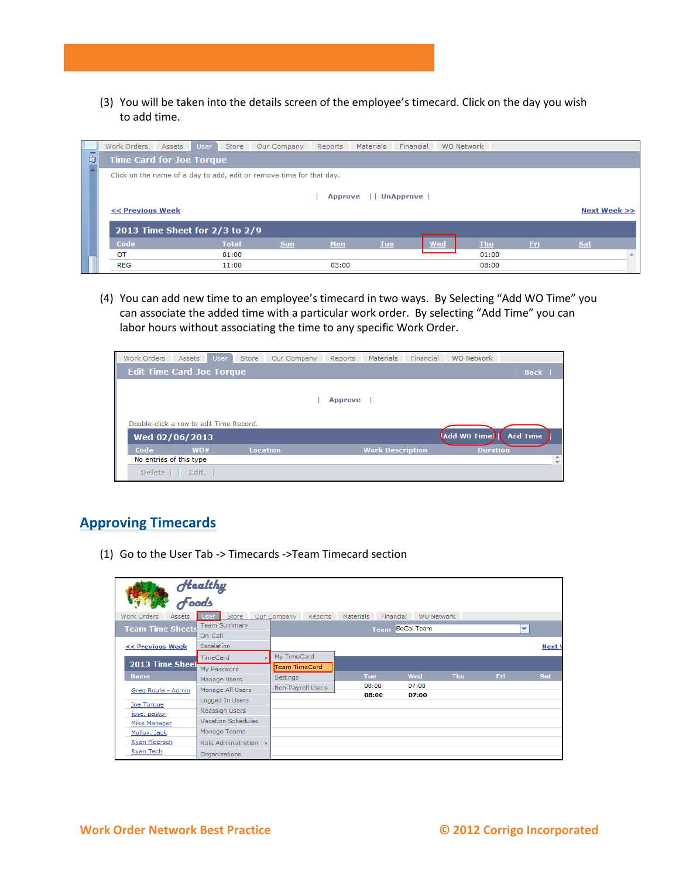(3) You will be taken into the details screen of the employee's timecard. Click on the day you wish to add time.

(4) You can add new time to an employee's timecard in two ways. By Selecting "Add WO Time" you can associate the added time with a particular work order. By selecting "Add Time" you can labor hours without associating the time to any specific Work Order.

## Approving Timecards

(1) Go to the User Tab -> Timecards ->Team Timecard section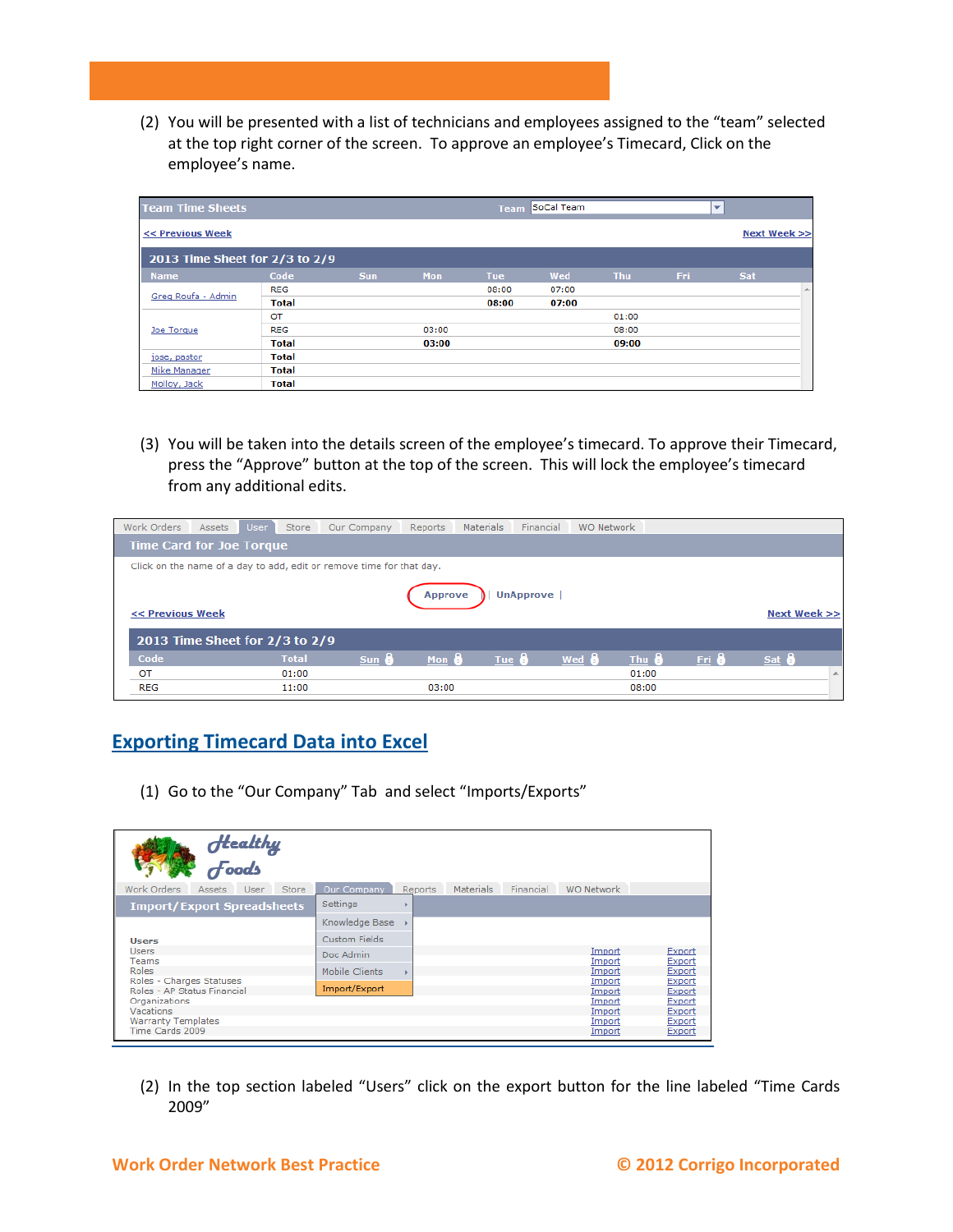(2) You will be presented with a list of technicians and employees assigned to the "team" selected at the top right corner of the screen. To approve an employee's Timecard, Click on the employee's name.

(3) You will be taken into the details screen of the employee's timecard. To approve their Timecard, press the "Approve" button at the top of the screen. This will lock the employee's timecard from any additional edits.

## Exporting Timecard Data into Excel

(1) Go to the "Our Company" Tab and select "Imports/Exports"

(2) In the top section labeled "Users" click on the export button for the line labeled "Time Cards 2009"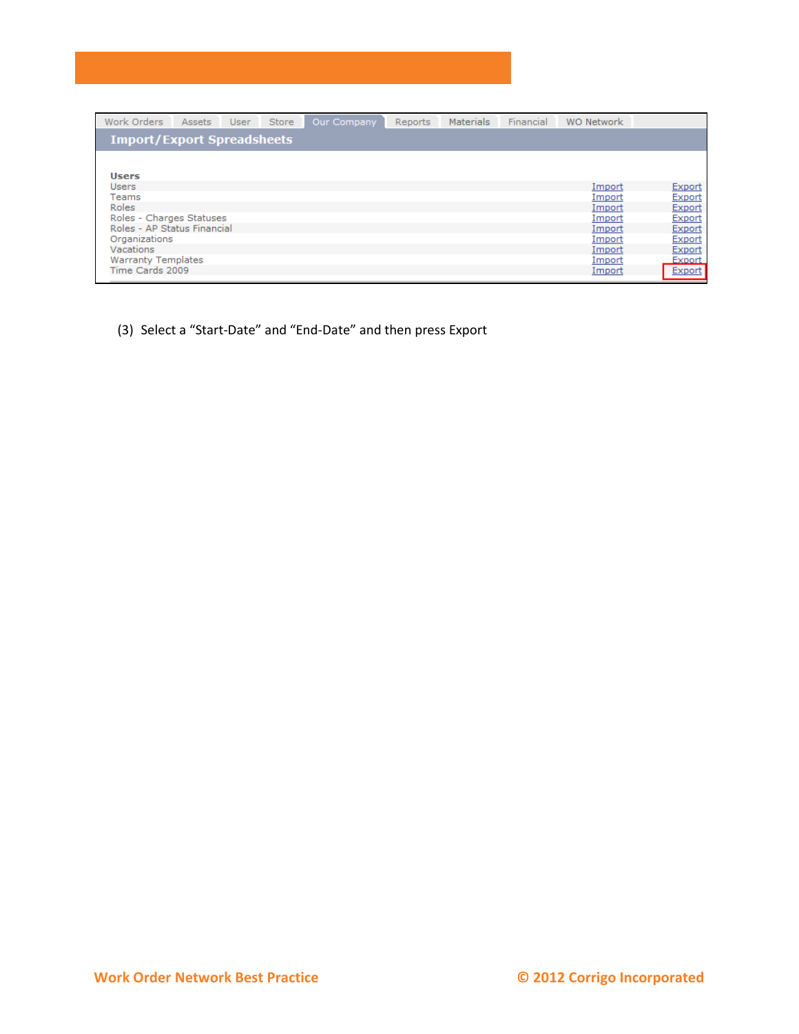| Work Orders | Assets | User | Store | Our Company | Reports | Materials | Financial | WO Network |
|---|---|---|---|---|---|---|---|---|

**Import/Export Spreadsheets**

**Users**

| | | |
|---|---|---|
| Users | Import | Export |
| Teams | Import | Export |
| Roles | Import | Export |
| Roles - Charges Statuses | Import | Export |
| Roles - AP Status Financial | Import | Export |
| Organizations | Import | Export |
| Vacations | Import | Export |
| Warranty Templates | Import | Export |
| Time Cards 2009 | Import | Export |

(3) Select a “Start-Date” and “End-Date” and then press Export